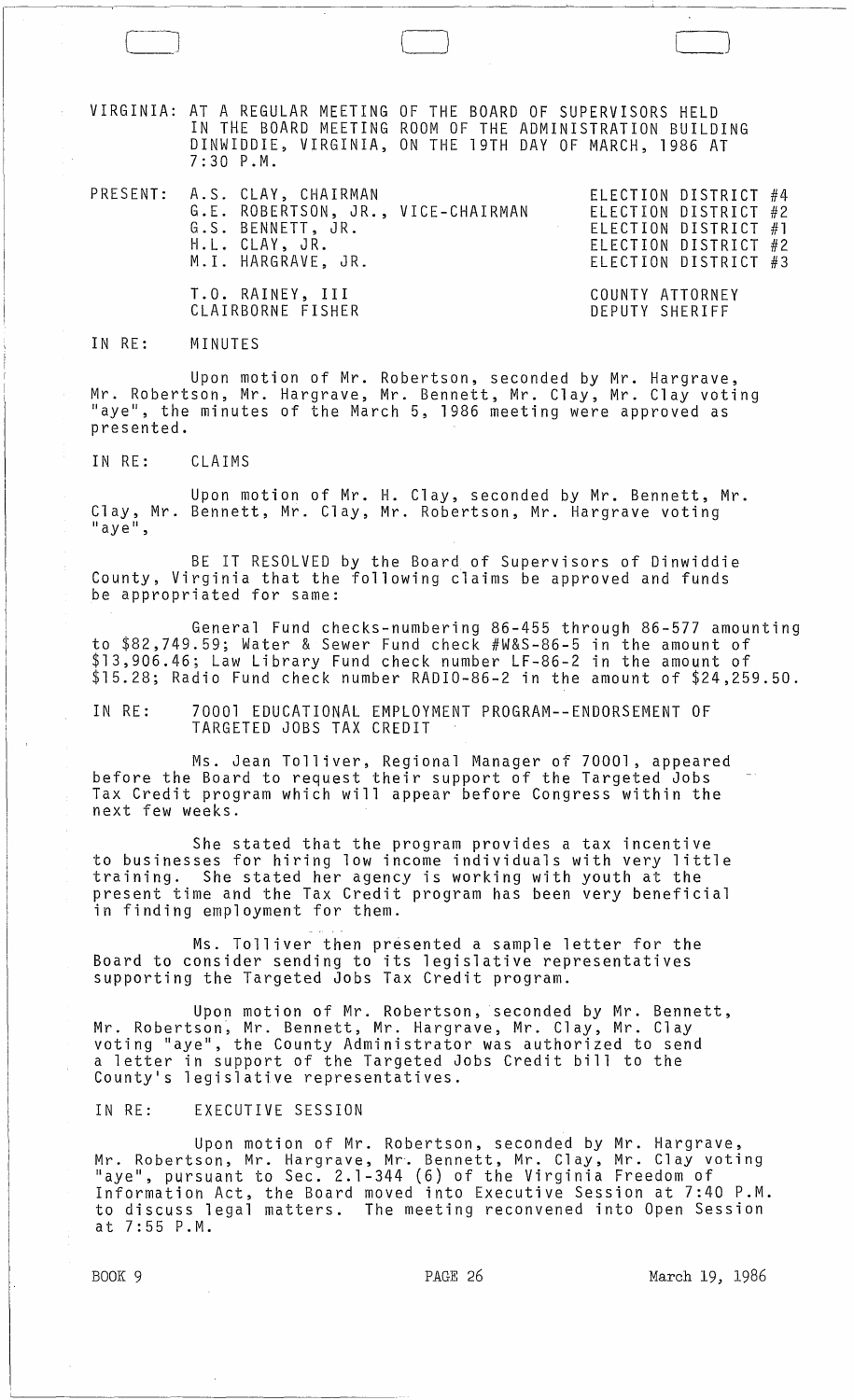VIRGINIA: AT A REGULAR MEETING OF THE BOARD OF SUPERVISORS HELD IN THE BOARD MEETING ROOM OF THE ADMINISTRATION BUILDING DINWIDDIE, VIRGINIA, ON THE 19TH DAY OF MARCH, 1986 AT 7:30 P.M.

| PRESENT: | | |
|---|---|---|
| | A.S. CLAY, CHAIRMAN | ELECTION DISTRICT #4 |
| | G.E. ROBERTSON, JR., VICE-CHAIRMAN | ELECTION DISTRICT #2 |
| | G.S. BENNETT, JR. | ELECTION DISTRICT #1 |
| | H.L. CLAY, JR. | ELECTION DISTRICT #2 |
| | M.I. HARGRAVE, JR. | ELECTION DISTRICT #3 |
| | T.O. RAINEY, III | COUNTY ATTORNEY |
| | CLAIRBORNE FISHER | DEPUTY SHERIFF |

IN RE: MINUTES

Upon motion of Mr. Robertson, seconded by Mr. Hargrave, Mr. Robertson, Mr. Hargrave, Mr. Bennett, Mr. Clay, Mr. Clay voting "aye", the minutes of the March 5, 1986 meeting were approved as presented.

IN RE: CLAIMS

Upon motion of Mr. H. Clay, seconded by Mr. Bennett, Mr. Clay, Mr. Bennett, Mr. Clay, Mr. Robertson, Mr. Hargrave voting "aye",

BE IT RESOLVED by the Board of Supervisors of Dinwiddie County, Virginia that the following claims be approved and funds be appropriated for same:

General Fund checks-numbering 86-455 through 86-577 amounting to $82,749.59; Water & Sewer Fund check #W&S-86-5 in the amount of $13,906.46; Law Library Fund check number LF-86-2 in the amount of $15.28; Radio Fund check number RADIO-86-2 in the amount of $24,259.50.

IN RE: 70001 EDUCATIONAL EMPLOYMENT PROGRAM--ENDORSEMENT OF TARGETED JOBS TAX CREDIT

Ms. Jean Tolliver, Regional Manager of 70001, appeared before the Board to request their support of the Targeted Jobs Tax Credit program which will appear before Congress within the next few weeks.

She stated that the program provides a tax incentive to businesses for hiring low income individuals with very little training. She stated her agency is working with youth at the present time and the Tax Credit program has been very beneficial in finding employment for them.

Ms. Tolliver then presented a sample letter for the Board to consider sending to its legislative representatives supporting the Targeted Jobs Tax Credit program.

Upon motion of Mr. Robertson, seconded by Mr. Bennett, Mr. Robertson, Mr. Bennett, Mr. Hargrave, Mr. Clay, Mr. Clay voting "aye", the County Administrator was authorized to send a letter in support of the Targeted Jobs Credit bill to the County's legislative representatives.

IN RE: EXECUTIVE SESSION

Upon motion of Mr. Robertson, seconded by Mr. Hargrave, Mr. Robertson, Mr. Hargrave, Mr. Bennett, Mr. Clay, Mr. Clay voting "aye", pursuant to Sec. 2.1-344 (6) of the Virginia Freedom of Information Act, the Board moved into Executive Session at 7:40 P.M. to discuss legal matters. The meeting reconvened into Open Session at 7:55 P.M.

BOOK 9 PAGE 26 March 19, 1986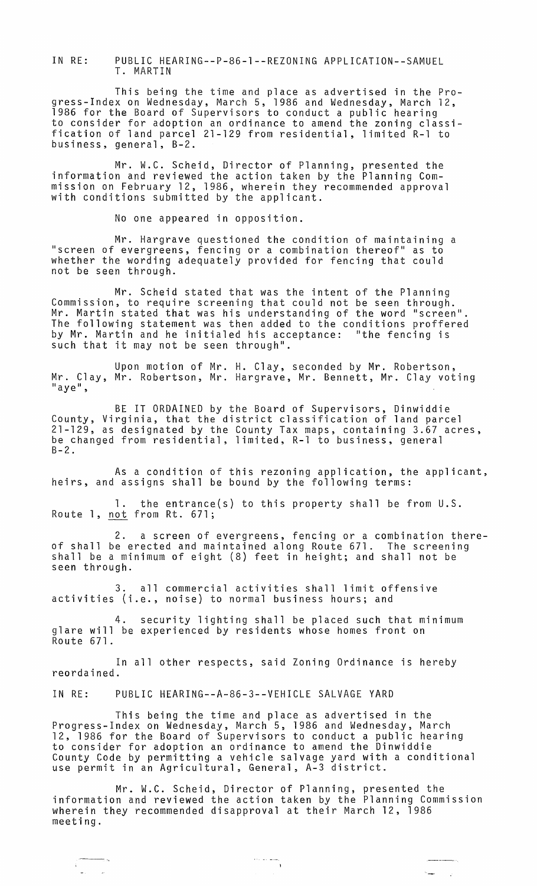IN RE: PUBLIC HEARING--P-86-1--REZONING APPLICATION--SAMUEL T. MARTIN

This being the time and place as advertised in the Progress-Index on Wednesday, March 5, 1986 and Wednesday, March 12, 1986 for the Board of Supervisors to conduct a public hearing to consider for adoption an ordinance to amend the zoning classification of land parcel 21-129 from residential, limited R-1 to business, general, B-2.

Mr. W.C. Scheid, Director of Planning, presented the information and reviewed the action taken by the Planning Commission on February 12, 1986, wherein they recommended approval with conditions submitted by the applicant.

No one appeared in opposition.

Mr. Hargrave questioned the condition of maintaining a "screen of evergreens, fencing or a combination thereof" as to whether the wording adequately provided for fencing that could not be seen through.

Mr. Scheid stated that was the intent of the Planning Commission, to require screening that could not be seen through. Mr. Martin stated that was his understanding of the word "screen". The following statement was then added to the conditions proffered by Mr. Martin and he initialed his acceptance: "the fencing is such that it may not be seen through".

Upon motion of Mr. H. Clay, seconded by Mr. Robertson, Mr. Clay, Mr. Robertson, Mr. Hargrave, Mr. Bennett, Mr. Clay voting "aye",

BE IT ORDAINED by the Board of Supervisors, Dinwiddie County, Virginia, that the district classification of land parcel 21-129, as designated by the County Tax maps, containing 3.67 acres, be changed from residential, limited, R-1 to business, general B-2.

As a condition of this rezoning application, the applicant, heirs, and assigns shall be bound by the following terms:

1. the entrance(s) to this property shall be from U.S. Route 1, not from Rt. 671;

2. a screen of evergreens, fencing or a combination thereof shall be erected and maintained along Route 671. The screening shall be a minimum of eight (8) feet in height; and shall not be seen through.

3. all commercial activities shall limit offensive activities (i.e., noise) to normal business hours; and

4. security lighting shall be placed such that minimum glare will be experienced by residents whose homes front on Route 671.

In all other respects, said Zoning Ordinance is hereby reordained.

IN RE: PUBLIC HEARING--A-86-3--VEHICLE SALVAGE YARD

This being the time and place as advertised in the Progress-Index on Wednesday, March 5, 1986 and Wednesday, March 12, 1986 for the Board of Supervisors to conduct a public hearing to consider for adoption an ordinance to amend the Dinwiddie County Code by permitting a vehicle salvage yard with a conditional use permit in an Agricultural, General, A-3 district.

Mr. W.C. Scheid, Director of Planning, presented the information and reviewed the action taken by the Planning Commission wherein they recommended disapproval at their March 12, 1986 meeting.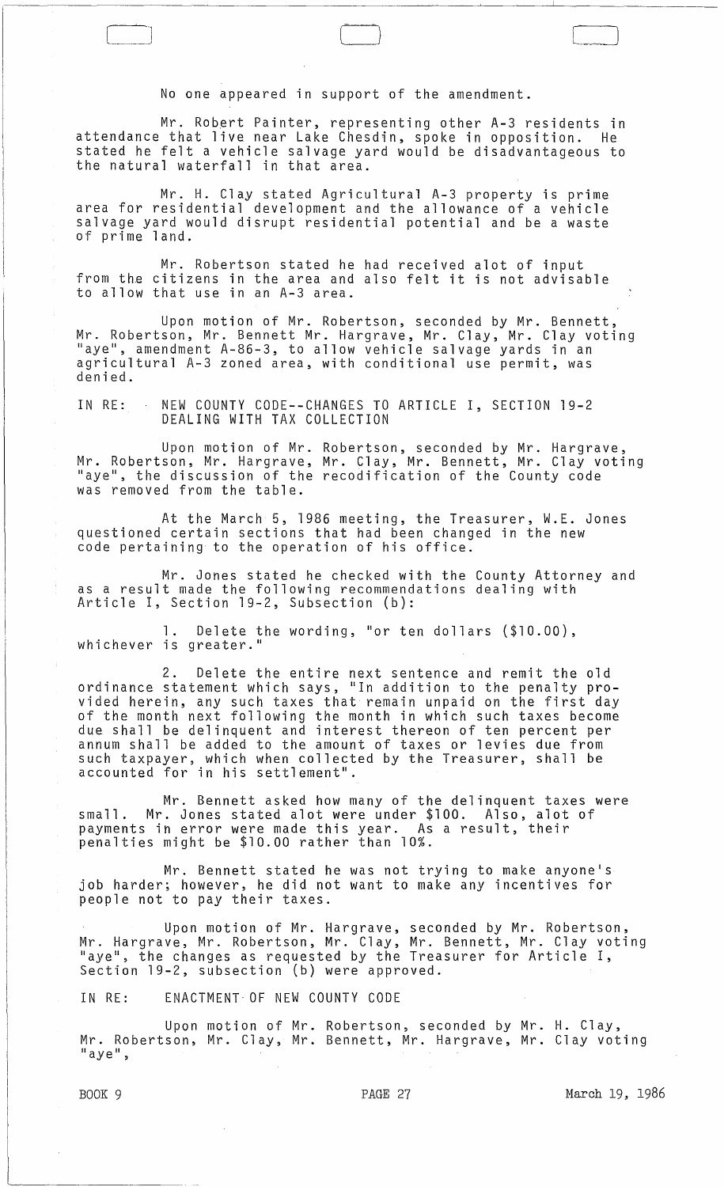No one appeared in support of the amendment.

Mr. Robert Painter, representing other A-3 residents in attendance that live near Lake Chesdin, spoke in opposition. He stated he felt a vehicle salvage yard would be disadvantageous to the natural waterfall in that area.

Mr. H. Clay stated Agricultural A-3 property is prime area for residential development and the allowance of a vehicle salvage yard would disrupt residential potential and be a waste of prime land.

Mr. Robertson stated he had received alot of input from the citizens in the area and also felt it is not advisable to allow that use in an A-3 area.

Upon motion of Mr. Robertson, seconded by Mr. Bennett, Mr. Robertson, Mr. Bennett Mr. Hargrave, Mr. Clay, Mr. Clay voting "aye", amendment A-86-3, to allow vehicle salvage yards in an agricultural A-3 zoned area, with conditional use permit, was denied.

IN RE: NEW COUNTY CODE--CHANGES TO ARTICLE I, SECTION 19-2 DEALING WITH TAX COLLECTION

Upon motion of Mr. Robertson, seconded by Mr. Hargrave, Mr. Robertson, Mr. Hargrave, Mr. Clay, Mr. Bennett, Mr. Clay voting "aye", the discussion of the recodification of the County code was removed from the table.

At the March 5, 1986 meeting, the Treasurer, W.E. Jones questioned certain sections that had been changed in the new code pertaining to the operation of his office.

Mr. Jones stated he checked with the County Attorney and as a result made the following recommendations dealing with Article I, Section 19-2, Subsection (b):

1. Delete the wording, "or ten dollars ($10.00), whichever is greater."

2. Delete the entire next sentence and remit the old ordinance statement which says, "In addition to the penalty provided herein, any such taxes that remain unpaid on the first day of the month next following the month in which such taxes become due shall be delinquent and interest thereon of ten percent per annum shall be added to the amount of taxes or levies due from such taxpayer, which when collected by the Treasurer, shall be accounted for in his settlement".

Mr. Bennett asked how many of the delinquent taxes were small. Mr. Jones stated alot were under $100. Also, alot of payments in error were made this year. As a result, their penalties might be $10.00 rather than 10%.

Mr. Bennett stated he was not trying to make anyone's job harder; however, he did not want to make any incentives for people not to pay their taxes.

Upon motion of Mr. Hargrave, seconded by Mr. Robertson, Mr. Hargrave, Mr. Robertson, Mr. Clay, Mr. Bennett, Mr. Clay voting "aye", the changes as requested by the Treasurer for Article I, Section 19-2, subsection (b) were approved.

IN RE: ENACTMENT OF NEW COUNTY CODE

Upon motion of Mr. Robertson, seconded by Mr. H. Clay, Mr. Robertson, Mr. Clay, Mr. Bennett, Mr. Hargrave, Mr. Clay voting "aye",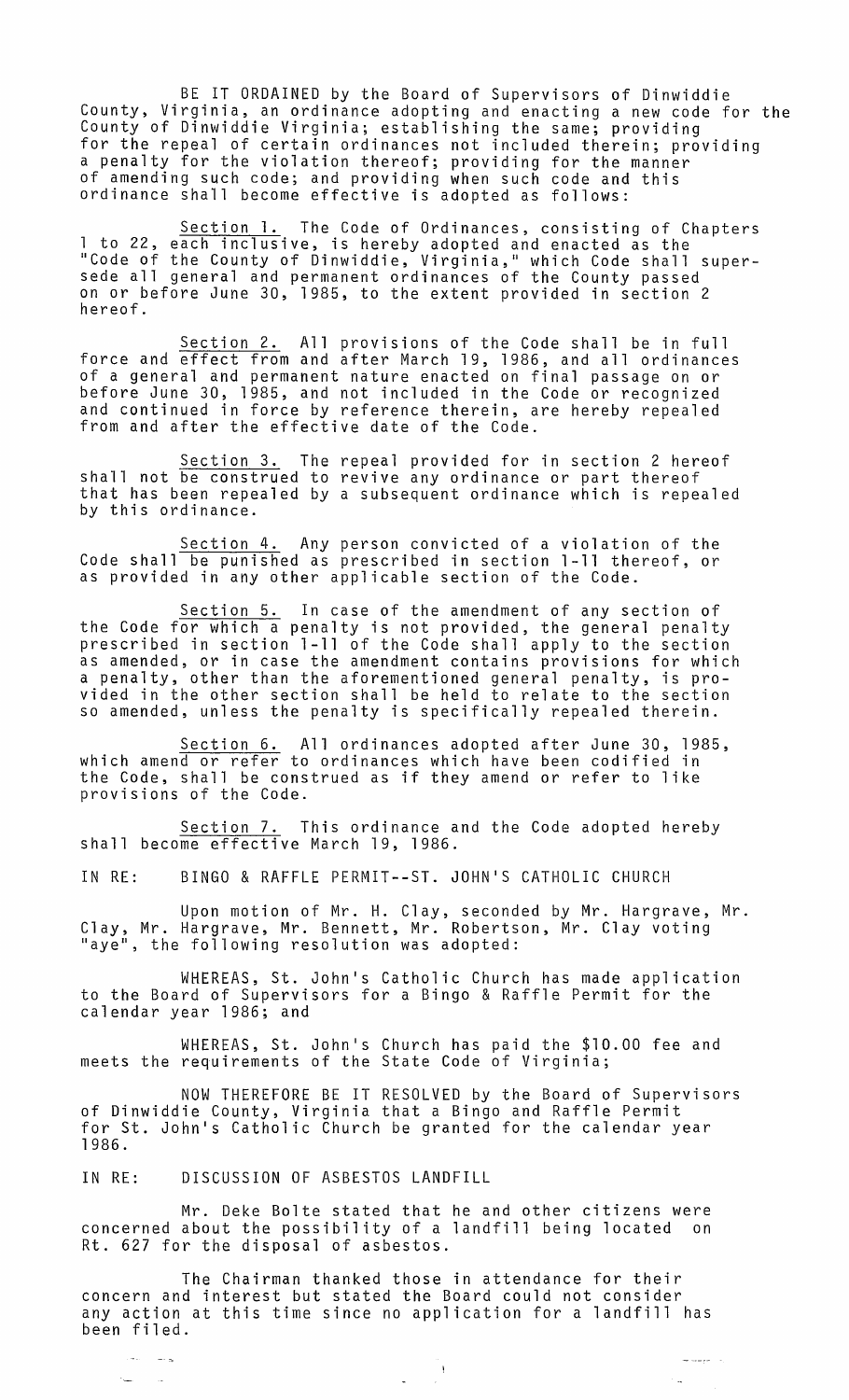BE IT ORDAINED by the Board of Supervisors of Dinwiddie County, Virginia, an ordinance adopting and enacting a new code for the County of Dinwiddie Virginia; establishing the same; providing for the repeal of certain ordinances not included therein; providing a penalty for the violation thereof; providing for the manner of amending such code; and providing when such code and this ordinance shall become effective is adopted as follows:

<u>Section 1.</u> The Code of Ordinances, consisting of Chapters 1 to 22, each inclusive, is hereby adopted and enacted as the "Code of the County of Dinwiddie, Virginia," which Code shall supersede all general and permanent ordinances of the County passed on or before June 30, 1985, to the extent provided in section 2 hereof.

<u>Section 2.</u> All provisions of the Code shall be in full force and effect from and after March 19, 1986, and all ordinances of a general and permanent nature enacted on final passage on or before June 30, 1985, and not included in the Code or recognized and continued in force by reference therein, are hereby repealed from and after the effective date of the Code.

<u>Section 3.</u> The repeal provided for in section 2 hereof shall not be construed to revive any ordinance or part thereof that has been repealed by a subsequent ordinance which is repealed by this ordinance.

<u>Section 4.</u> Any person convicted of a violation of the Code shall be punished as prescribed in section 1-11 thereof, or as provided in any other applicable section of the Code.

<u>Section 5.</u> In case of the amendment of any section of the Code for which a penalty is not provided, the general penalty prescribed in section 1-11 of the Code shall apply to the section as amended, or in case the amendment contains provisions for which a penalty, other than the aforementioned general penalty, is provided in the other section shall be held to relate to the section so amended, unless the penalty is specifically repealed therein.

<u>Section 6.</u> All ordinances adopted after June 30, 1985, which amend or refer to ordinances which have been codified in the Code, shall be construed as if they amend or refer to like provisions of the Code.

<u>Section 7.</u> This ordinance and the Code adopted hereby shall become effective March 19, 1986.

IN RE: BINGO & RAFFLE PERMIT--ST. JOHN'S CATHOLIC CHURCH

Upon motion of Mr. H. Clay, seconded by Mr. Hargrave, Mr. Clay, Mr. Hargrave, Mr. Bennett, Mr. Robertson, Mr. Clay voting "aye", the following resolution was adopted:

WHEREAS, St. John's Catholic Church has made application to the Board of Supervisors for a Bingo & Raffle Permit for the calendar year 1986; and

WHEREAS, St. John's Church has paid the $10.00 fee and meets the requirements of the State Code of Virginia;

NOW THEREFORE BE IT RESOLVED by the Board of Supervisors of Dinwiddie County, Virginia that a Bingo and Raffle Permit for St. John's Catholic Church be granted for the calendar year 1986.

IN RE: DISCUSSION OF ASBESTOS LANDFILL

Mr. Deke Bolte stated that he and other citizens were concerned about the possibility of a landfill being located on Rt. 627 for the disposal of asbestos.

The Chairman thanked those in attendance for their concern and interest but stated the Board could not consider any action at this time since no application for a landfill has been filed.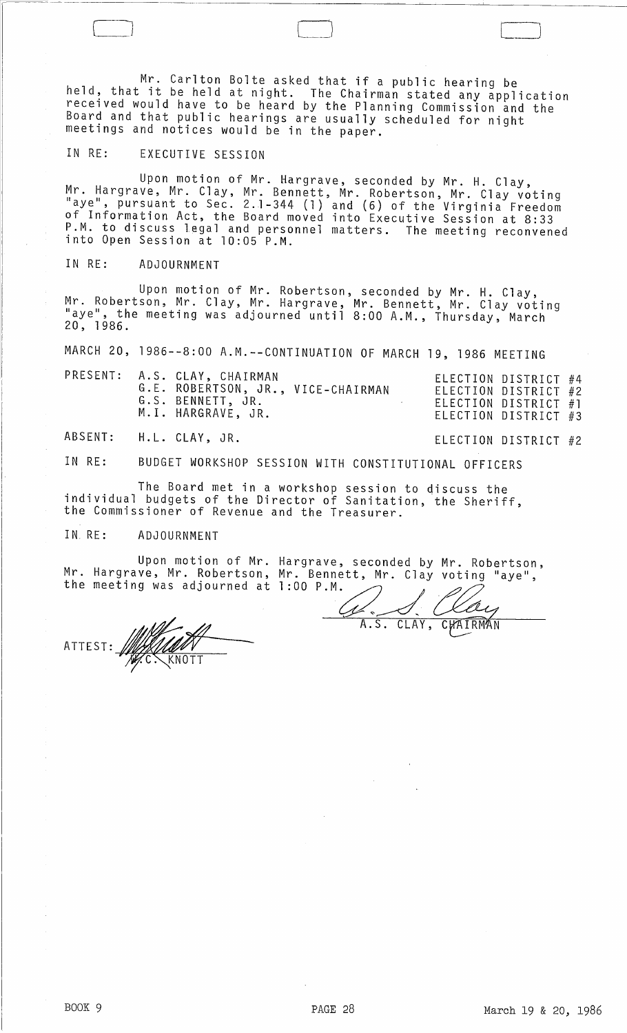Mr. Carlton Bolte asked that if a public hearing be held, that it be held at night. The Chairman stated any application received would have to be heard by the Planning Commission and the Board and that public hearings are usually scheduled for night meetings and notices would be in the paper.

IN RE: EXECUTIVE SESSION

Upon motion of Mr. Hargrave, seconded by Mr. H. Clay, Mr. Hargrave, Mr. Clay, Mr. Bennett, Mr. Robertson, Mr. Clay voting "aye", pursuant to Sec. 2.1-344 (1) and (6) of the Virginia Freedom of Information Act, the Board moved into Executive Session at 8:33 P.M. to discuss legal and personnel matters. The meeting reconvened into Open Session at 10:05 P.M.

IN RE: ADJOURNMENT

Upon motion of Mr. Robertson, seconded by Mr. H. Clay, Mr. Robertson, Mr. Clay, Mr. Hargrave, Mr. Bennett, Mr. Clay voting "aye", the meeting was adjourned until 8:00 A.M., Thursday, March 20, 1986.

MARCH 20, 1986--8:00 A.M.--CONTINUATION OF MARCH 19, 1986 MEETING

| | | |
|---|---|---|
| PRESENT: | A.S. CLAY, CHAIRMAN | ELECTION DISTRICT #4 |
| | G.E. ROBERTSON, JR., VICE-CHAIRMAN | ELECTION DISTRICT #2 |
| | G.S. BENNETT, JR. | ELECTION DISTRICT #1 |
| | M.I. HARGRAVE, JR. | ELECTION DISTRICT #3 |
| ABSENT: | H.L. CLAY, JR. | ELECTION DISTRICT #2 |

IN RE: BUDGET WORKSHOP SESSION WITH CONSTITUTIONAL OFFICERS

The Board met in a workshop session to discuss the individual budgets of the Director of Sanitation, the Sheriff, the Commissioner of Revenue and the Treasurer.

IN RE: ADJOURNMENT

Upon motion of Mr. Hargrave, seconded by Mr. Robertson, Mr. Hargrave, Mr. Robertson, Mr. Bennett, Mr. Clay voting "aye", the meeting was adjourned at 1:00 P.M.

A.S. CLAY, CHAIRMAN

ATTEST: W.C. KNOTT

BOOK 9 PAGE 28 March 19 & 20, 1986